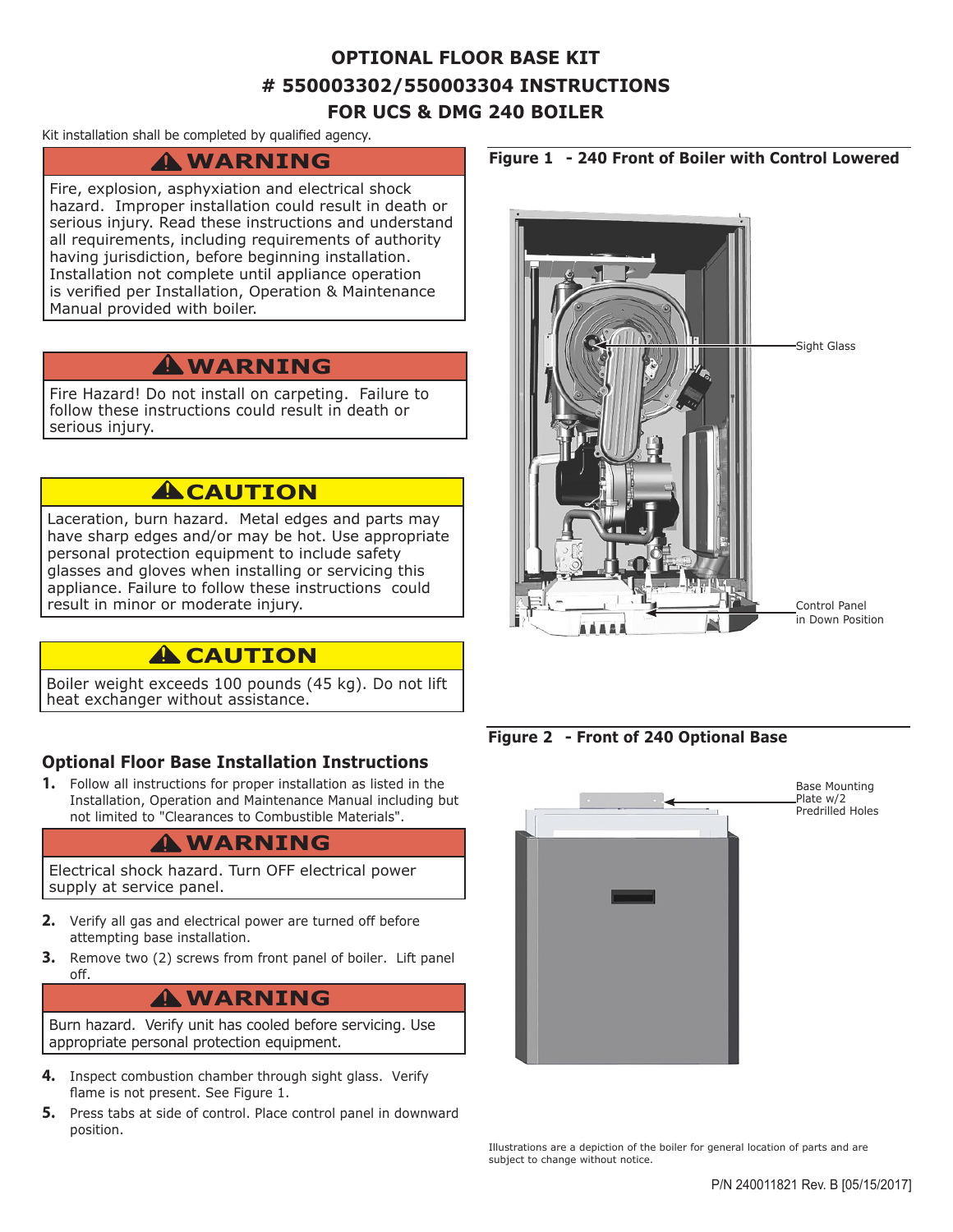# OPTIONAL FLOOR BASE KIT
# # 550003302/550003304 INSTRUCTIONS
# FOR UCS & DMG 240 BOILER

Kit installation shall be completed by qualified agency.

**⚠WARNING**

Fire, explosion, asphyxiation and electrical shock hazard. Improper installation could result in death or serious injury. Read these instructions and understand all requirements, including requirements of authority having jurisdiction, before beginning installation. Installation not complete until appliance operation is verified per Installation, Operation & Maintenance Manual provided with boiler.

**⚠WARNING**

Fire Hazard! Do not install on carpeting. Failure to follow these instructions could result in death or serious injury.

**⚠CAUTION**

Laceration, burn hazard. Metal edges and parts may have sharp edges and/or may be hot. Use appropriate personal protection equipment to include safety glasses and gloves when installing or servicing this appliance. Failure to follow these instructions could result in minor or moderate injury.

**⚠CAUTION**

Boiler weight exceeds 100 pounds (45 kg). Do not lift heat exchanger without assistance.

## Optional Floor Base Installation Instructions

1. Follow all instructions for proper installation as listed in the Installation, Operation and Maintenance Manual including but not limited to "Clearances to Combustible Materials".

**⚠WARNING**

Electrical shock hazard. Turn OFF electrical power supply at service panel.

2. Verify all gas and electrical power are turned off before attempting base installation.
3. Remove two (2) screws from front panel of boiler. Lift panel off.

**⚠WARNING**

Burn hazard. Verify unit has cooled before servicing. Use appropriate personal protection equipment.

4. Inspect combustion chamber through sight glass. Verify flame is not present. See Figure 1.
5. Press tabs at side of control. Place control panel in downward position.

**Figure 1 - 240 Front of Boiler with Control Lowered**

Sight Glass

Control Panel in Down Position

**Figure 2 - Front of 240 Optional Base**

Base Mounting Plate w/2 Predrilled Holes

Illustrations are a depiction of the boiler for general location of parts and are subject to change without notice.

P/N 240011821 Rev. B [05/15/2017]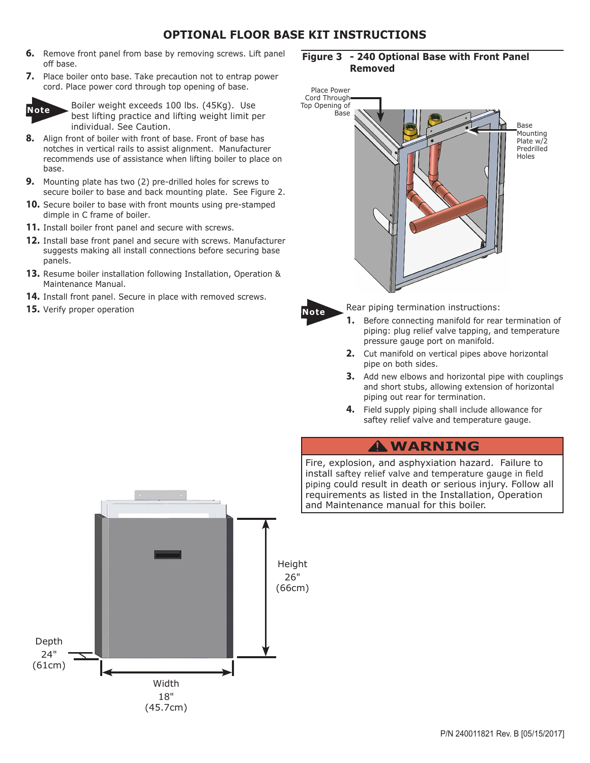## OPTIONAL FLOOR BASE KIT INSTRUCTIONS

6. Remove front panel from base by removing screws. Lift panel off base.
7. Place boiler onto base. Take precaution not to entrap power cord. Place power cord through top opening of base.

**Note** Boiler weight exceeds 100 lbs. (45Kg). Use best lifting practice and lifting weight limit per individual. See Caution.

8. Align front of boiler with front of base. Front of base has notches in vertical rails to assist alignment. Manufacturer recommends use of assistance when lifting boiler to place on base.
9. Mounting plate has two (2) pre-drilled holes for screws to secure boiler to base and back mounting plate. See Figure 2.
10. Secure boiler to base with front mounts using pre-stamped dimple in C frame of boiler.
11. Install boiler front panel and secure with screws.
12. Install base front panel and secure with screws. Manufacturer suggests making all install connections before securing base panels.
13. Resume boiler installation following Installation, Operation & Maintenance Manual.
14. Install front panel. Secure in place with removed screws.
15. Verify proper operation

**Figure 3 - 240 Optional Base with Front Panel Removed**

Place Power Cord Through Top Opening of Base

Base Mounting Plate w/2 Predrilled Holes

**Note** Rear piping termination instructions:

1. Before connecting manifold for rear termination of piping: plug relief valve tapping, and temperature pressure gauge port on manifold.
2. Cut manifold on vertical pipes above horizontal pipe on both sides.
3. Add new elbows and horizontal pipe with couplings and short stubs, allowing extension of horizontal piping out rear for termination.
4. Field supply piping shall include allowance for saftey relief valve and temperature gauge.

**⚠ WARNING**

Fire, explosion, and asphyxiation hazard. Failure to install saftey relief valve and temperature gauge in field piping could result in death or serious injury. Follow all requirements as listed in the Installation, Operation and Maintenance manual for this boiler.

Height
26"
(66cm)

Depth
24"
(61cm)

Width
18"
(45.7cm)

P/N 240011821 Rev. B [05/15/2017]